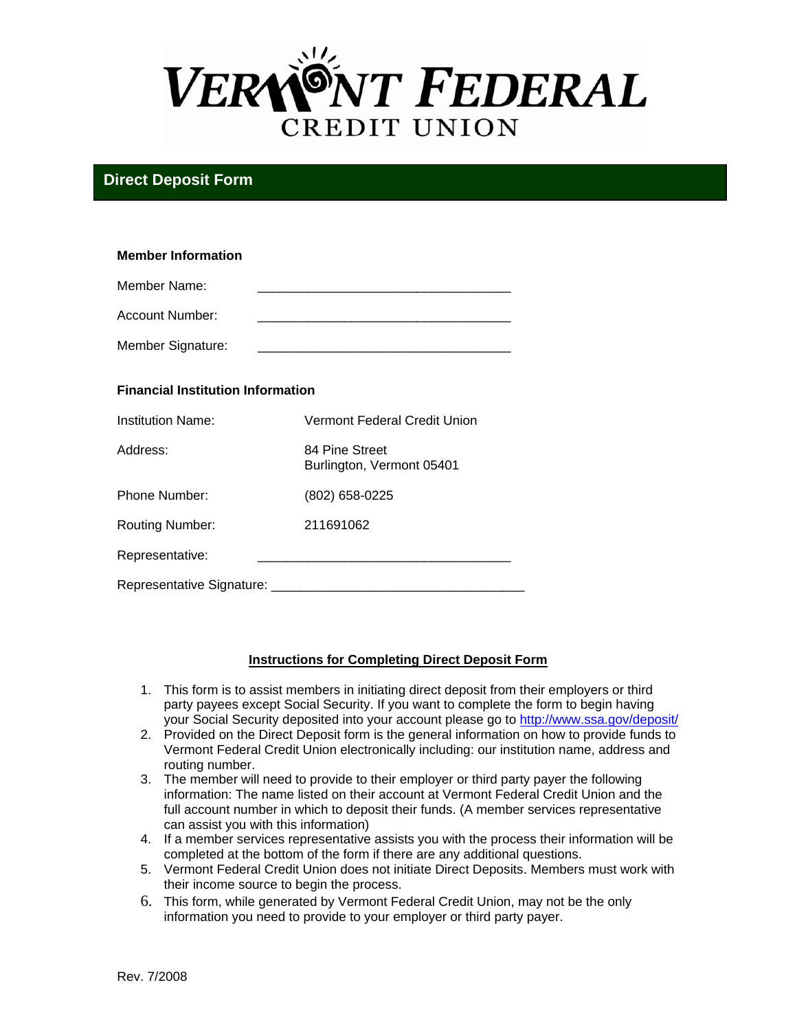# VERMONT FEDERAL CREDIT UNION

## Direct Deposit Form

**Member Information**

Member Name: ___________________________________

Account Number: ___________________________________

Member Signature: ___________________________________

**Financial Institution Information**

Institution Name: Vermont Federal Credit Union

Address: 84 Pine Street
Burlington, Vermont 05401

Phone Number: (802) 658-0225

Routing Number: 211691062

Representative: ___________________________________

Representative Signature: ___________________________________

**Instructions for Completing Direct Deposit Form**

1. This form is to assist members in initiating direct deposit from their employers or third party payees except Social Security. If you want to complete the form to begin having your Social Security deposited into your account please go to http://www.ssa.gov/deposit/
2. Provided on the Direct Deposit form is the general information on how to provide funds to Vermont Federal Credit Union electronically including: our institution name, address and routing number.
3. The member will need to provide to their employer or third party payer the following information: The name listed on their account at Vermont Federal Credit Union and the full account number in which to deposit their funds. (A member services representative can assist you with this information)
4. If a member services representative assists you with the process their information will be completed at the bottom of the form if there are any additional questions.
5. Vermont Federal Credit Union does not initiate Direct Deposits. Members must work with their income source to begin the process.
6. This form, while generated by Vermont Federal Credit Union, may not be the only information you need to provide to your employer or third party payer.

Rev. 7/2008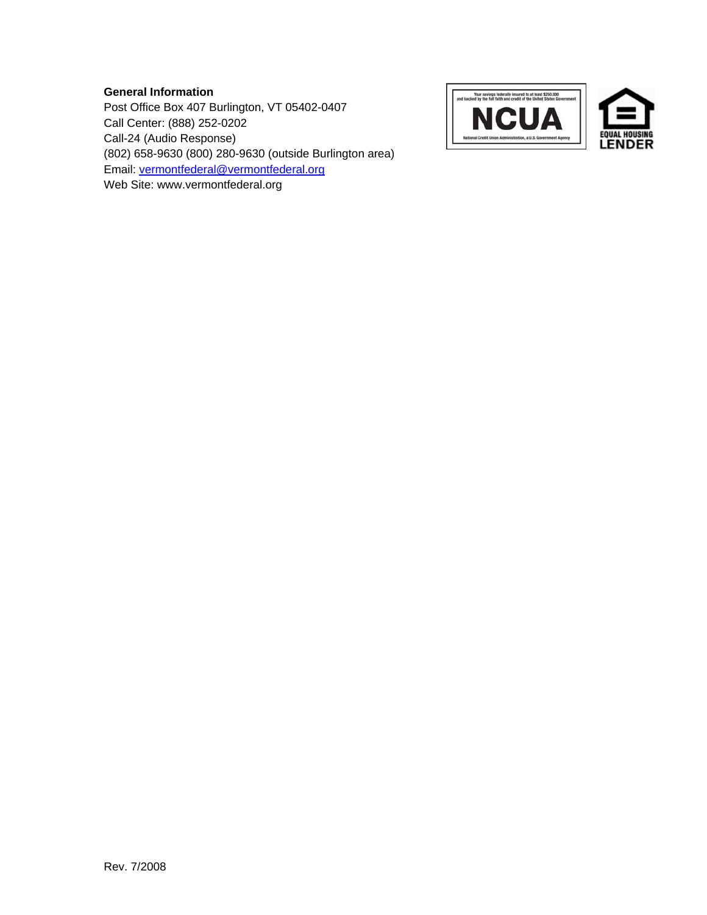**General Information**

Post Office Box 407 Burlington, VT 05402-0407
Call Center: (888) 252-0202
Call-24 (Audio Response)
(802) 658-9630 (800) 280-9630 (outside Burlington area)
Email: vermontfederal@vermontfederal.org
Web Site: www.vermontfederal.org

Your savings federally insured to at least $250,000 and backed by the full faith and credit of the United States Government
NCUA
National Credit Union Administration, a U.S. Government Agency

EQUAL HOUSING LENDER

Rev. 7/2008